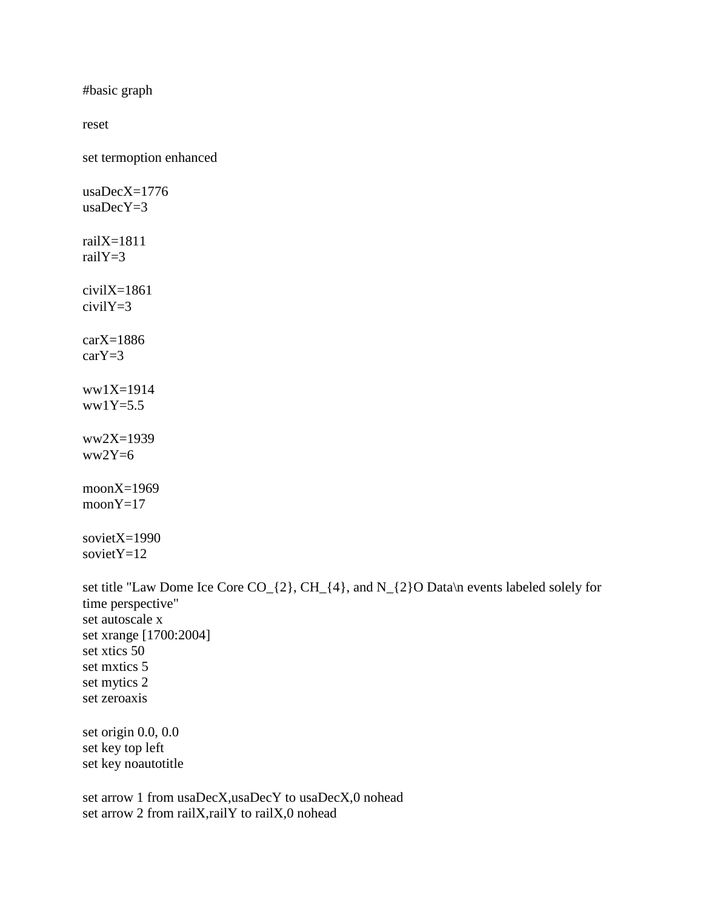```
#basic graph

reset

set termoption enhanced

usaDecX=1776
usaDecY=3

railX=1811
railY=3

civilX=1861
civilY=3

carX=1886
carY=3

ww1X=1914
ww1Y=5.5

ww2X=1939
ww2Y=6

moonX=1969
moonY=17

sovietX=1990
sovietY=12

set title "Law Dome Ice Core CO_{2}, CH_{4}, and N_{2}O Data\n events labeled solely for time perspective"
set autoscale x
set xrange [1700:2004]
set xtics 50
set mxtics 5
set mytics 2
set zeroaxis

set origin 0.0, 0.0
set key top left
set key noautotitle

set arrow 1 from usaDecX,usaDecY to usaDecX,0 nohead
set arrow 2 from railX,railY to railX,0 nohead
```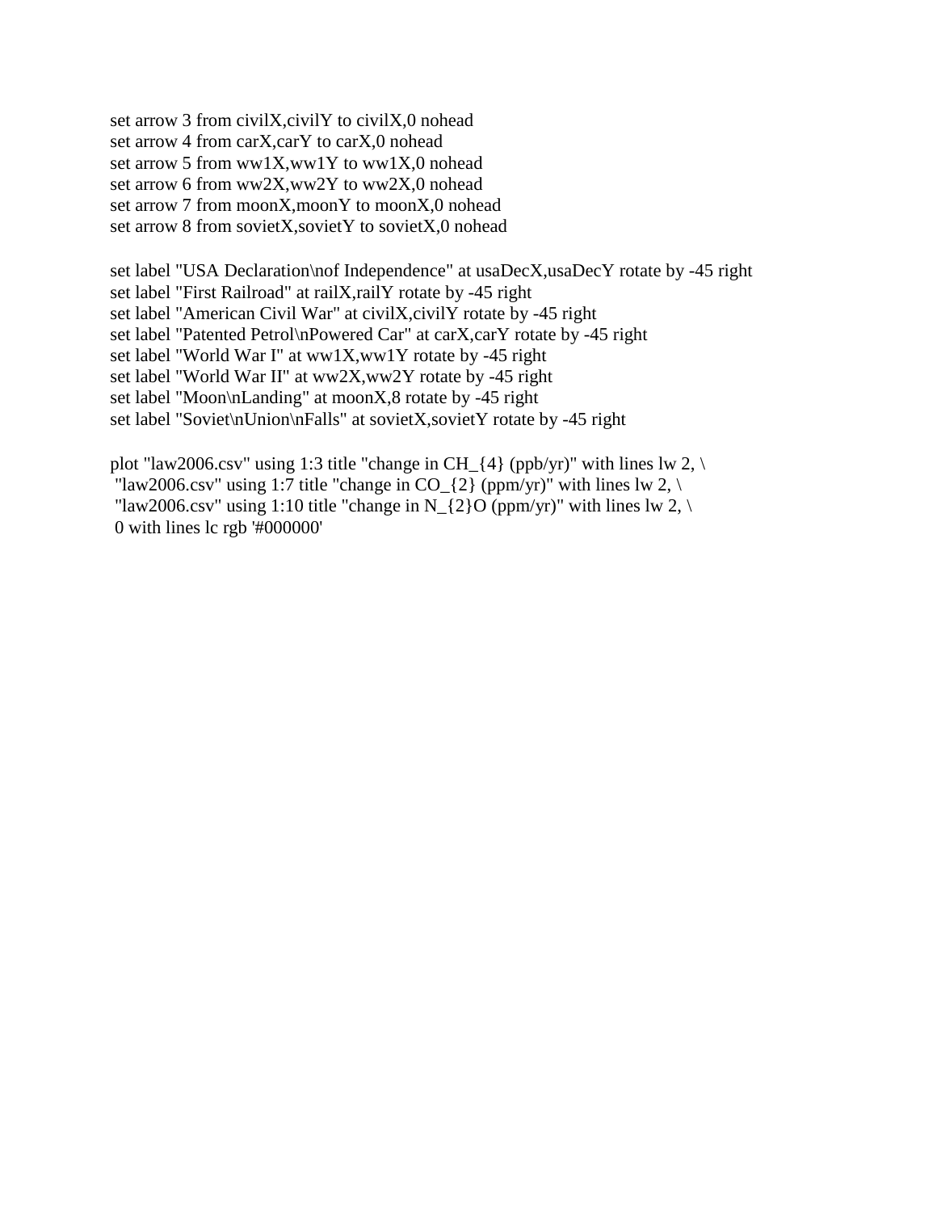```
set arrow 3 from civilX,civilY to civilX,0 nohead
set arrow 4 from carX,carY to carX,0 nohead
set arrow 5 from ww1X,ww1Y to ww1X,0 nohead
set arrow 6 from ww2X,ww2Y to ww2X,0 nohead
set arrow 7 from moonX,moonY to moonX,0 nohead
set arrow 8 from sovietX,sovietY to sovietX,0 nohead

set label "USA Declaration\nof Independence" at usaDecX,usaDecY rotate by -45 right
set label "First Railroad" at railX,railY rotate by -45 right
set label "American Civil War" at civilX,civilY rotate by -45 right
set label "Patented Petrol\nPowered Car" at carX,carY rotate by -45 right
set label "World War I" at ww1X,ww1Y rotate by -45 right
set label "World War II" at ww2X,ww2Y rotate by -45 right
set label "Moon\nLanding" at moonX,8 rotate by -45 right
set label "Soviet\nUnion\nFalls" at sovietX,sovietY rotate by -45 right

plot "law2006.csv" using 1:3 title "change in CH_{4} (ppb/yr)" with lines lw 2, \
 "law2006.csv" using 1:7 title "change in CO_{2} (ppm/yr)" with lines lw 2, \
 "law2006.csv" using 1:10 title "change in N_{2}O (ppm/yr)" with lines lw 2, \
 0 with lines lc rgb '#000000'
```